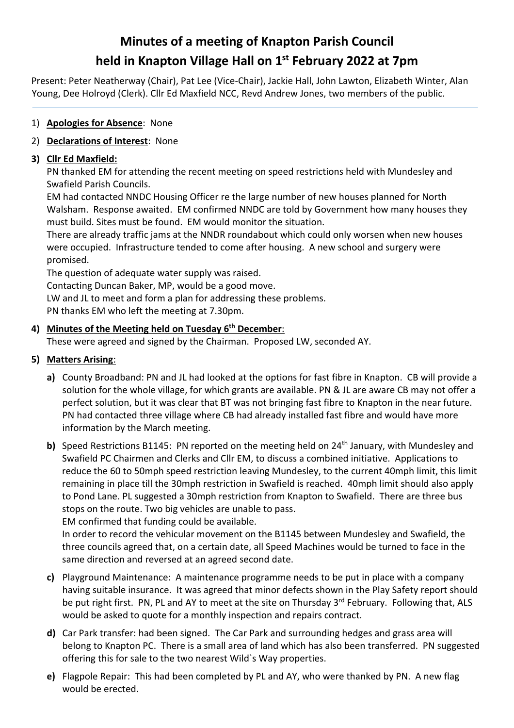# Minutes of a meeting of Knapton Parish Council held in Knapton Village Hall on 1st February 2022 at 7pm

Present: Peter Neatherway (Chair), Pat Lee (Vice-Chair), Jackie Hall, John Lawton, Elizabeth Winter, Alan Young, Dee Holroyd (Clerk). Cllr Ed Maxfield NCC, Revd Andrew Jones, two members of the public.

1) **Apologies for Absence**: None
2) **Declarations of Interest**: None
3) **Cllr Ed Maxfield:**

   PN thanked EM for attending the recent meeting on speed restrictions held with Mundesley and Swafield Parish Councils.

   EM had contacted NNDC Housing Officer re the large number of new houses planned for North Walsham. Response awaited. EM confirmed NNDC are told by Government how many houses they must build. Sites must be found. EM would monitor the situation.

   There are already traffic jams at the NNDR roundabout which could only worsen when new houses were occupied. Infrastructure tended to come after housing. A new school and surgery were promised.

   The question of adequate water supply was raised.

   Contacting Duncan Baker, MP, would be a good move.

   LW and JL to meet and form a plan for addressing these problems.

   PN thanks EM who left the meeting at 7.30pm.

4) **Minutes of the Meeting held on Tuesday 6th December**:

   These were agreed and signed by the Chairman. Proposed LW, seconded AY.

5) **Matters Arising**:

   **a)** County Broadband: PN and JL had looked at the options for fast fibre in Knapton. CB will provide a solution for the whole village, for which grants are available. PN & JL are aware CB may not offer a perfect solution, but it was clear that BT was not bringing fast fibre to Knapton in the near future. PN had contacted three village where CB had already installed fast fibre and would have more information by the March meeting.

   **b)** Speed Restrictions B1145: PN reported on the meeting held on 24th January, with Mundesley and Swafield PC Chairmen and Clerks and Cllr EM, to discuss a combined initiative. Applications to reduce the 60 to 50mph speed restriction leaving Mundesley, to the current 40mph limit, this limit remaining in place till the 30mph restriction in Swafield is reached. 40mph limit should also apply to Pond Lane. PL suggested a 30mph restriction from Knapton to Swafield. There are three bus stops on the route. Two big vehicles are unable to pass.

   EM confirmed that funding could be available.

   In order to record the vehicular movement on the B1145 between Mundesley and Swafield, the three councils agreed that, on a certain date, all Speed Machines would be turned to face in the same direction and reversed at an agreed second date.

   **c)** Playground Maintenance: A maintenance programme needs to be put in place with a company having suitable insurance. It was agreed that minor defects shown in the Play Safety report should be put right first. PN, PL and AY to meet at the site on Thursday 3rd February. Following that, ALS would be asked to quote for a monthly inspection and repairs contract.

   **d)** Car Park transfer: had been signed. The Car Park and surrounding hedges and grass area will belong to Knapton PC. There is a small area of land which has also been transferred. PN suggested offering this for sale to the two nearest Wild`s Way properties.

   **e)** Flagpole Repair: This had been completed by PL and AY, who were thanked by PN. A new flag would be erected.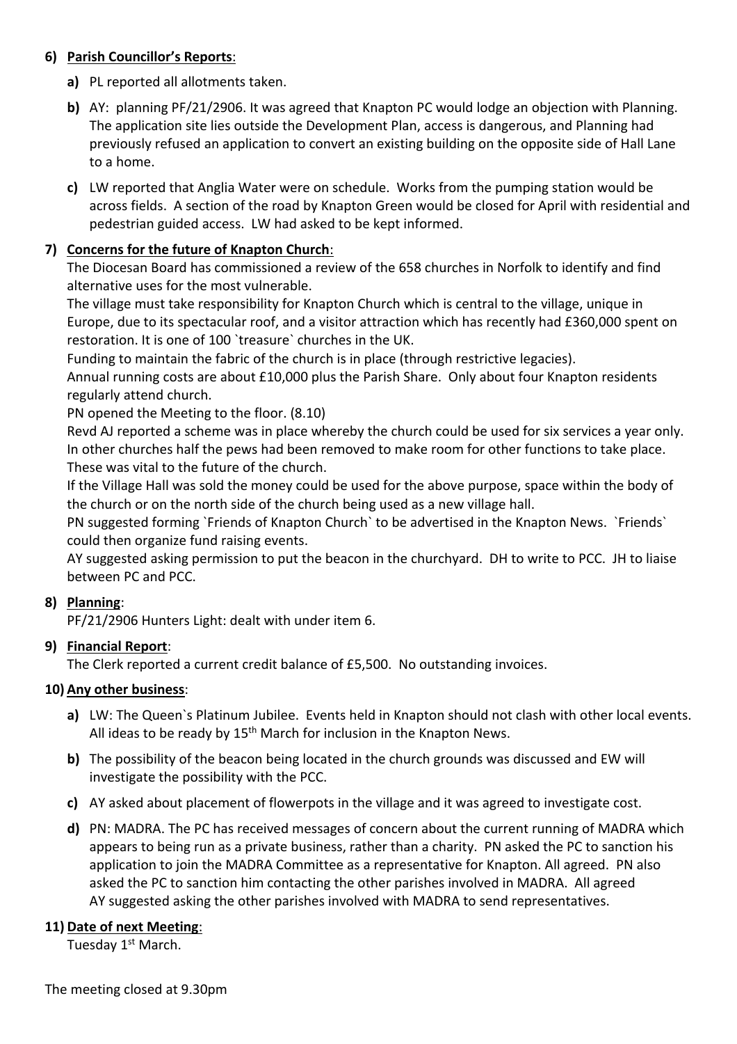6) **Parish Councillor's Reports**:

   a) PL reported all allotments taken.

   b) AY: planning PF/21/2906. It was agreed that Knapton PC would lodge an objection with Planning. The application site lies outside the Development Plan, access is dangerous, and Planning had previously refused an application to convert an existing building on the opposite side of Hall Lane to a home.

   c) LW reported that Anglia Water were on schedule. Works from the pumping station would be across fields. A section of the road by Knapton Green would be closed for April with residential and pedestrian guided access. LW had asked to be kept informed.

7) **Concerns for the future of Knapton Church**:

   The Diocesan Board has commissioned a review of the 658 churches in Norfolk to identify and find alternative uses for the most vulnerable.

   The village must take responsibility for Knapton Church which is central to the village, unique in Europe, due to its spectacular roof, and a visitor attraction which has recently had £360,000 spent on restoration. It is one of 100 `treasure` churches in the UK.

   Funding to maintain the fabric of the church is in place (through restrictive legacies).

   Annual running costs are about £10,000 plus the Parish Share. Only about four Knapton residents regularly attend church.

   PN opened the Meeting to the floor. (8.10)

   Revd AJ reported a scheme was in place whereby the church could be used for six services a year only. In other churches half the pews had been removed to make room for other functions to take place. These was vital to the future of the church.

   If the Village Hall was sold the money could be used for the above purpose, space within the body of the church or on the north side of the church being used as a new village hall.

   PN suggested forming `Friends of Knapton Church` to be advertised in the Knapton News. `Friends` could then organize fund raising events.

   AY suggested asking permission to put the beacon in the churchyard. DH to write to PCC. JH to liaise between PC and PCC.

8) **Planning**:

   PF/21/2906 Hunters Light: dealt with under item 6.

9) **Financial Report**:

   The Clerk reported a current credit balance of £5,500. No outstanding invoices.

10) **Any other business**:

   a) LW: The Queen`s Platinum Jubilee. Events held in Knapton should not clash with other local events. All ideas to be ready by 15th March for inclusion in the Knapton News.

   b) The possibility of the beacon being located in the church grounds was discussed and EW will investigate the possibility with the PCC.

   c) AY asked about placement of flowerpots in the village and it was agreed to investigate cost.

   d) PN: MADRA. The PC has received messages of concern about the current running of MADRA which appears to being run as a private business, rather than a charity. PN asked the PC to sanction his application to join the MADRA Committee as a representative for Knapton. All agreed. PN also asked the PC to sanction him contacting the other parishes involved in MADRA. All agreed AY suggested asking the other parishes involved with MADRA to send representatives.

11) **Date of next Meeting**:

   Tuesday 1st March.

The meeting closed at 9.30pm